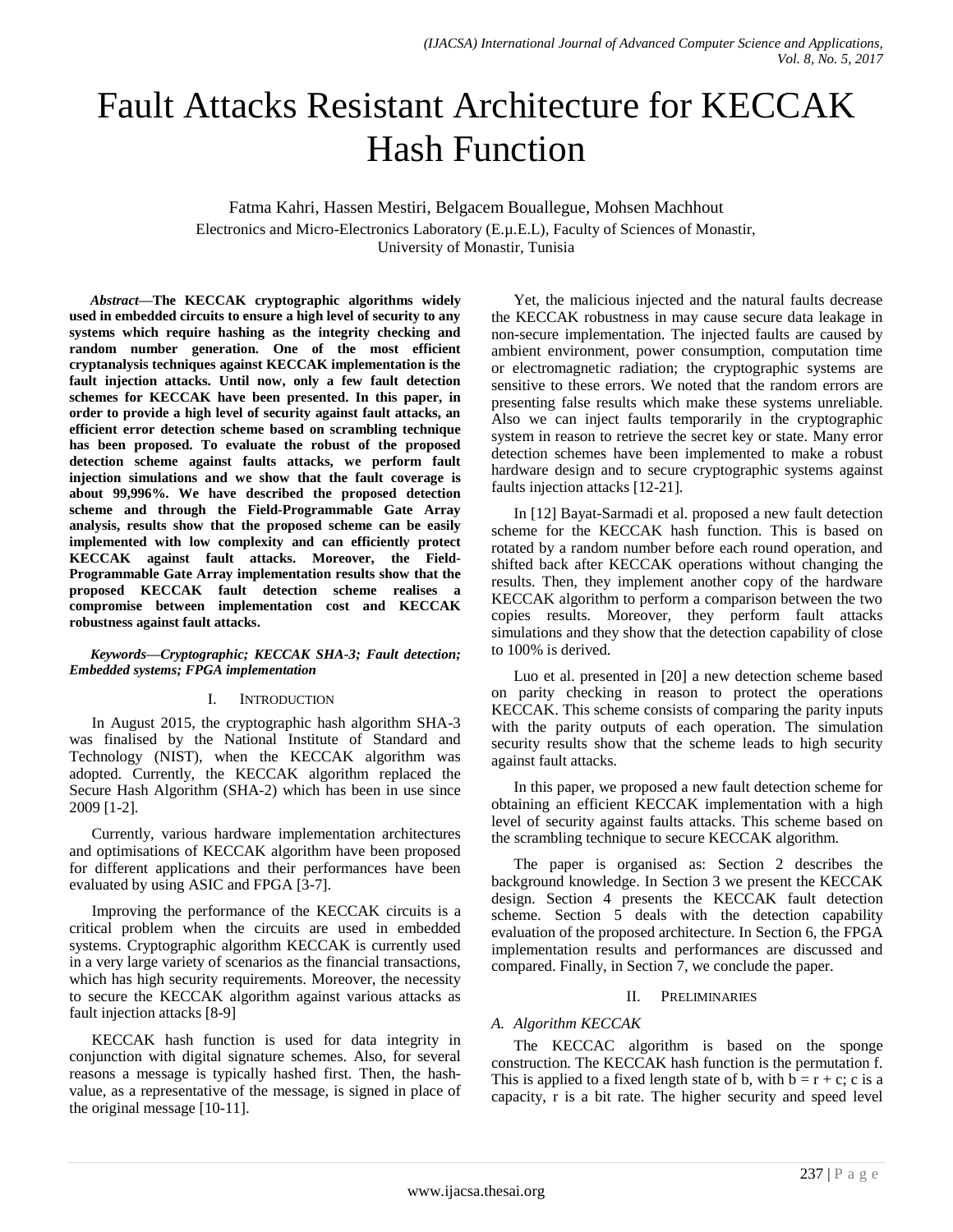# Fault Attacks Resistant Architecture for KECCAK Hash Function

Fatma Kahri, Hassen Mestiri, Belgacem Bouallegue, Mohsen Machhout

Electronics and Micro-Electronics Laboratory (E.µ.E.L), Faculty of Sciences of Monastir, University of Monastir, Tunisia

***Abstract*—The KECCAK cryptographic algorithms widely used in embedded circuits to ensure a high level of security to any systems which require hashing as the integrity checking and random number generation. One of the most efficient cryptanalysis techniques against KECCAK implementation is the fault injection attacks. Until now, only a few fault detection schemes for KECCAK have been presented. In this paper, in order to provide a high level of security against fault attacks, an efficient error detection scheme based on scrambling technique has been proposed. To evaluate the robust of the proposed detection scheme against faults attacks, we perform fault injection simulations and we show that the fault coverage is about 99,996%. We have described the proposed detection scheme and through the Field-Programmable Gate Array analysis, results show that the proposed scheme can be easily implemented with low complexity and can efficiently protect KECCAK against fault attacks. Moreover, the Field-Programmable Gate Array implementation results show that the proposed KECCAK fault detection scheme realises a compromise between implementation cost and KECCAK robustness against fault attacks.**

***Keywords*—*Cryptographic; KECCAK SHA-3; Fault detection; Embedded systems; FPGA implementation***

## I. Introduction

In August 2015, the cryptographic hash algorithm SHA-3 was finalised by the National Institute of Standard and Technology (NIST), when the KECCAK algorithm was adopted. Currently, the KECCAK algorithm replaced the Secure Hash Algorithm (SHA-2) which has been in use since 2009 [1-2].

Currently, various hardware implementation architectures and optimisations of KECCAK algorithm have been proposed for different applications and their performances have been evaluated by using ASIC and FPGA [3-7].

Improving the performance of the KECCAK circuits is a critical problem when the circuits are used in embedded systems. Cryptographic algorithm KECCAK is currently used in a very large variety of scenarios as the financial transactions, which has high security requirements. Moreover, the necessity to secure the KECCAK algorithm against various attacks as fault injection attacks [8-9]

KECCAK hash function is used for data integrity in conjunction with digital signature schemes. Also, for several reasons a message is typically hashed first. Then, the hash-value, as a representative of the message, is signed in place of the original message [10-11].

Yet, the malicious injected and the natural faults decrease the KECCAK robustness in may cause secure data leakage in non-secure implementation. The injected faults are caused by ambient environment, power consumption, computation time or electromagnetic radiation; the cryptographic systems are sensitive to these errors. We noted that the random errors are presenting false results which make these systems unreliable. Also we can inject faults temporarily in the cryptographic system in reason to retrieve the secret key or state. Many error detection schemes have been implemented to make a robust hardware design and to secure cryptographic systems against faults injection attacks [12-21].

In [12] Bayat-Sarmadi et al. proposed a new fault detection scheme for the KECCAK hash function. This is based on rotated by a random number before each round operation, and shifted back after KECCAK operations without changing the results. Then, they implement another copy of the hardware KECCAK algorithm to perform a comparison between the two copies results. Moreover, they perform fault attacks simulations and they show that the detection capability of close to 100% is derived.

Luo et al. presented in [20] a new detection scheme based on parity checking in reason to protect the operations KECCAK. This scheme consists of comparing the parity inputs with the parity outputs of each operation. The simulation security results show that the scheme leads to high security against fault attacks.

In this paper, we proposed a new fault detection scheme for obtaining an efficient KECCAK implementation with a high level of security against faults attacks. This scheme based on the scrambling technique to secure KECCAK algorithm.

The paper is organised as: Section 2 describes the background knowledge. In Section 3 we present the KECCAK design. Section 4 presents the KECCAK fault detection scheme. Section 5 deals with the detection capability evaluation of the proposed architecture. In Section 6, the FPGA implementation results and performances are discussed and compared. Finally, in Section 7, we conclude the paper.

## II. Preliminaries

### A. Algorithm KECCAK

The KECCAC algorithm is based on the sponge construction. The KECCAK hash function is the permutation f. This is applied to a fixed length state of b, with $b = r + c$; c is a capacity, r is a bit rate. The higher security and speed level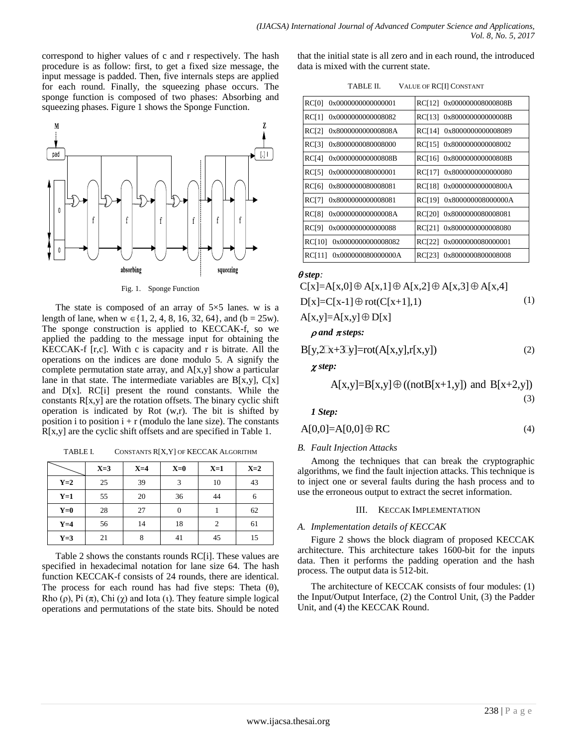correspond to higher values of c and r respectively. The hash procedure is as follow: first, to get a fixed size message, the input message is padded. Then, five internals steps are applied for each round. Finally, the squeezing phase occurs. The sponge function is composed of two phases: Absorbing and squeezing phases. Figure 1 shows the Sponge Function.

Fig. 1. Sponge Function

The state is composed of an array of 5×5 lanes. w is a length of lane, when $w \in \{1, 2, 4, 8, 16, 32, 64\}$, and ($b = 25w$). The sponge construction is applied to KECCAK-f, so we applied the padding to the message input for obtaining the KECCAK-f [r,c]. With c is capacity and r is bitrate. All the operations on the indices are done modulo 5. A signify the complete permutation state array, and A[x,y] show a particular lane in that state. The intermediate variables are B[x,y], C[x] and D[x]. RC[i] present the round constants. While the constants R[x,y] are the rotation offsets. The binary cyclic shift operation is indicated by Rot (w,r). The bit is shifted by position i to position i + r (modulo the lane size). The constants R[x,y] are the cyclic shift offsets and are specified in Table 1.

TABLE I. CONSTANTS R[X,Y] OF KECCAK ALGORITHM

| | X=3 | X=4 | X=0 | X=1 | X=2 |
|---|---|---|---|---|---|
| **Y=2** | 25 | 39 | 3 | 10 | 43 |
| **Y=1** | 55 | 20 | 36 | 44 | 6 |
| **Y=0** | 28 | 27 | 0 | 1 | 62 |
| **Y=4** | 56 | 14 | 18 | 2 | 61 |
| **Y=3** | 21 | 8 | 41 | 45 | 15 |

Table 2 shows the constants rounds RC[i]. These values are specified in hexadecimal notation for lane size 64. The hash function KECCAK-f consists of 24 rounds, there are identical. The process for each round has had five steps: Theta (θ), Rho (ρ), Pi (π), Chi (χ) and Iota (ι). They feature simple logical operations and permutations of the state bits. Should be noted that the initial state is all zero and in each round, the introduced data is mixed with the current state.

TABLE II. VALUE OF RC[I] CONSTANT

| | |
|---|---|
| RC[0] 0x0000000000000001 | RC[12] 0x000000008000808B |
| RC[1] 0x0000000000008082 | RC[13] 0x800000000000008B |
| RC[2] 0x800000000000808A | RC[14] 0x8000000000008089 |
| RC[3] 0x8000000080008000 | RC[15] 0x8000000000008002 |
| RC[4] 0x000000000000808B | RC[16] 0x800000000000808B |
| RC[5] 0x0000000080000001 | RC[17] 0x8000000000000080 |
| RC[6] 0x8000000080008081 | RC[18] 0x000000000000800A |
| RC[7] 0x8000000000008081 | RC[19] 0x800000008000000A |
| RC[8] 0x000000000000008A | RC[20] 0x8000000080008081 |
| RC[9] 0x0000000000000088 | RC[21] 0x8000000000008080 |
| RC[10] 0x0000000000008082 | RC[22] 0x0000000080000001 |
| RC[11] 0x000000008000000A | RC[23] 0x8000000800008008 |

***θ step:***

$$C[x]=A[x,0]\oplus A[x,1]\oplus A[x,2]\oplus A[x,3]\oplus A[x,4]$$
$$D[x]=C[x-1]\oplus rot(C[x+1],1) \tag{1}$$
$$A[x,y]=A[x,y]\oplus D[x]$$

***ρ and π steps:***

$$B[y,2x+3y]=rot(A[x,y],r[x,y]) \tag{2}$$

***χ step:***

$$A[x,y]=B[x,y]\oplus((\text{not}B[x+1,y]) \text{ and } B[x+2,y]) \tag{3}$$

***1 Step:***

$$A[0,0]=A[0,0]\oplus RC \tag{4}$$

### *B. Fault Injection Attacks*

Among the techniques that can break the cryptographic algorithms, we find the fault injection attacks. This technique is to inject one or several faults during the hash process and to use the erroneous output to extract the secret information.

## III. KECCAK IMPLEMENTATION

### *A. Implementation details of KECCAK*

Figure 2 shows the block diagram of proposed KECCAK architecture. This architecture takes 1600-bit for the inputs data. Then it performs the padding operation and the hash process. The output data is 512-bit.

The architecture of KECCAK consists of four modules: (1) the Input/Output Interface, (2) the Control Unit, (3) the Padder Unit, and (4) the KECCAK Round.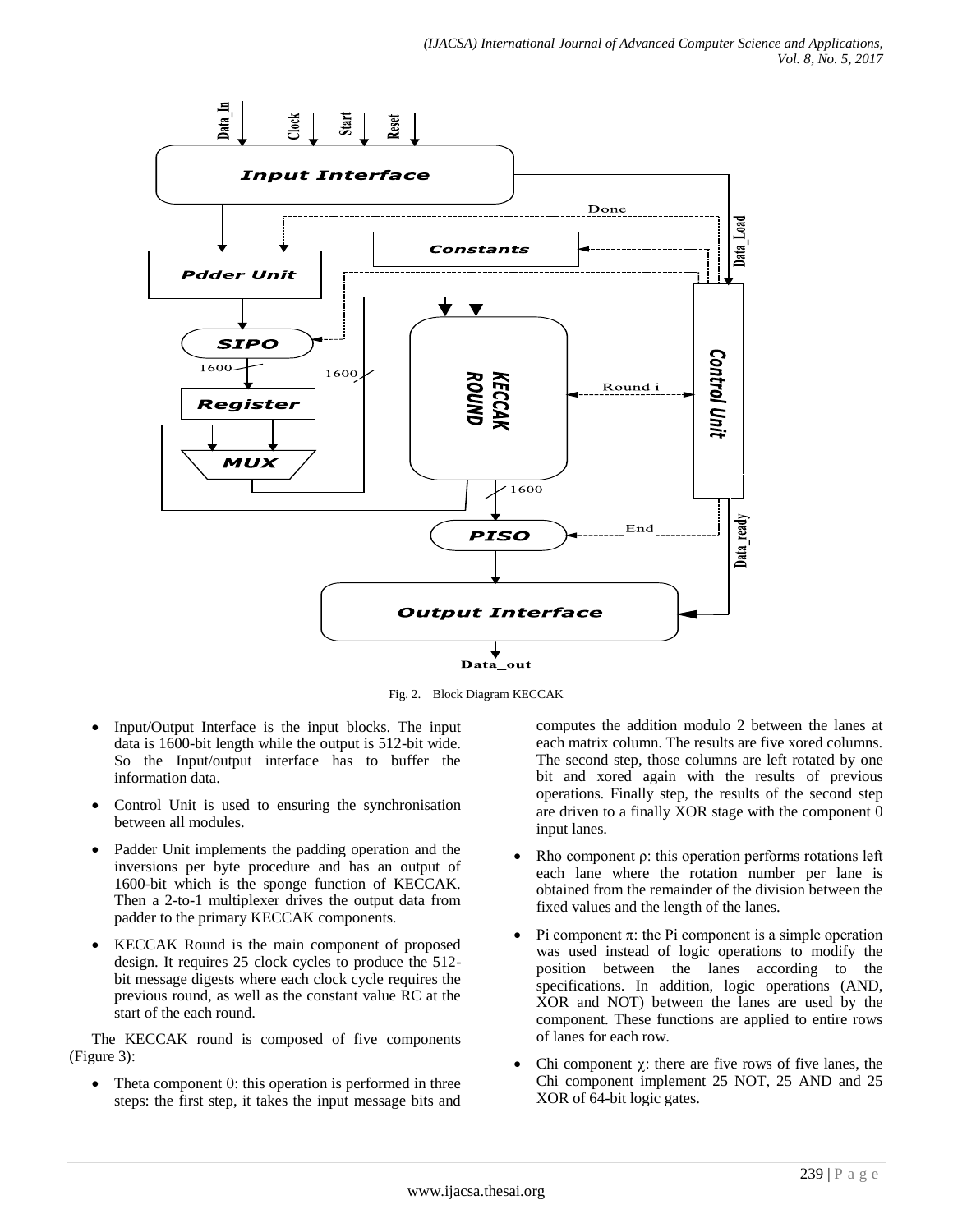Fig. 2. Block Diagram KECCAK

- Input/Output Interface is the input blocks. The input data is 1600-bit length while the output is 512-bit wide. So the Input/output interface has to buffer the information data.
- Control Unit is used to ensuring the synchronisation between all modules.
- Padder Unit implements the padding operation and the inversions per byte procedure and has an output of 1600-bit which is the sponge function of KECCAK. Then a 2-to-1 multiplexer drives the output data from padder to the primary KECCAK components.
- KECCAK Round is the main component of proposed design. It requires 25 clock cycles to produce the 512-bit message digests where each clock cycle requires the previous round, as well as the constant value RC at the start of the each round.

The KECCAK round is composed of five components (Figure 3):

- Theta component θ: this operation is performed in three steps: the first step, it takes the input message bits and computes the addition modulo 2 between the lanes at each matrix column. The results are five xored columns. The second step, those columns are left rotated by one bit and xored again with the results of previous operations. Finally step, the results of the second step are driven to a finally XOR stage with the component θ input lanes.
- Rho component ρ: this operation performs rotations left each lane where the rotation number per lane is obtained from the remainder of the division between the fixed values and the length of the lanes.
- Pi component π: the Pi component is a simple operation was used instead of logic operations to modify the position between the lanes according to the specifications. In addition, logic operations (AND, XOR and NOT) between the lanes are used by the component. These functions are applied to entire rows of lanes for each row.
- Chi component χ: there are five rows of five lanes, the Chi component implement 25 NOT, 25 AND and 25 XOR of 64-bit logic gates.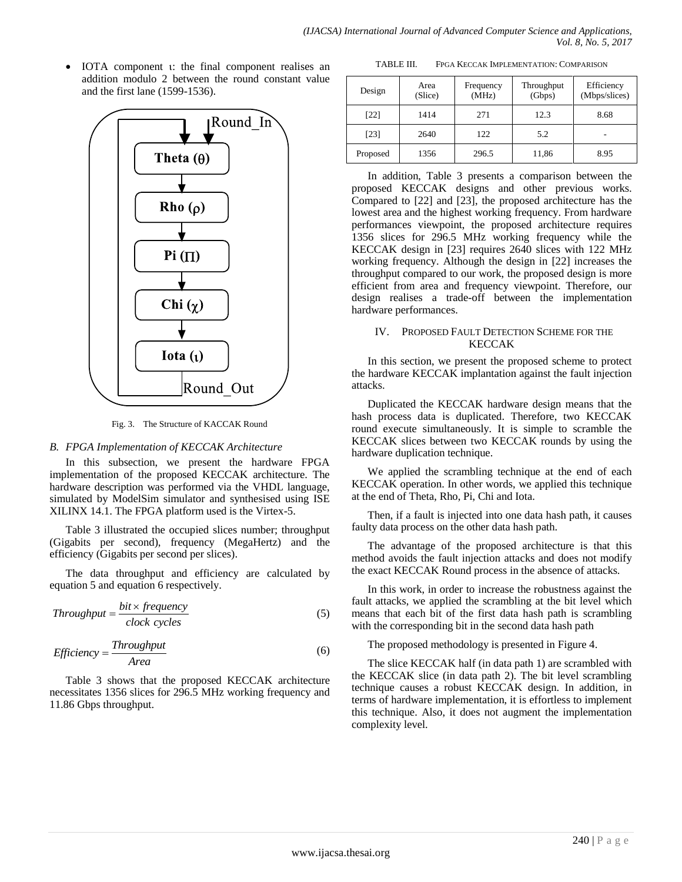- IOTA component ι: the final component realises an addition modulo 2 between the round constant value and the first lane (1599-1536).

Fig. 3. The Structure of KACCAK Round

### B. FPGA Implementation of KECCAK Architecture

In this subsection, we present the hardware FPGA implementation of the proposed KECCAK architecture. The hardware description was performed via the VHDL language, simulated by ModelSim simulator and synthesised using ISE XILINX 14.1. The FPGA platform used is the Virtex-5.

Table 3 illustrated the occupied slices number; throughput (Gigabits per second), frequency (MegaHertz) and the efficiency (Gigabits per second per slices).

The data throughput and efficiency are calculated by equation 5 and equation 6 respectively.

$$Throughput = \frac{bit \times frequency}{clock\ cycles} \quad (5)$$

$$Efficiency = \frac{Throughput}{Area} \quad (6)$$

Table 3 shows that the proposed KECCAK architecture necessitates 1356 slices for 296.5 MHz working frequency and 11.86 Gbps throughput.

TABLE III. FPGA KECCAK IMPLEMENTATION: COMPARISON

| Design | Area (Slice) | Frequency (MHz) | Throughput (Gbps) | Efficiency (Mbps/slices) |
|---|---|---|---|---|
| [22] | 1414 | 271 | 12.3 | 8.68 |
| [23] | 2640 | 122 | 5.2 | - |
| Proposed | 1356 | 296.5 | 11,86 | 8.95 |

In addition, Table 3 presents a comparison between the proposed KECCAK designs and other previous works. Compared to [22] and [23], the proposed architecture has the lowest area and the highest working frequency. From hardware performances viewpoint, the proposed architecture requires 1356 slices for 296.5 MHz working frequency while the KECCAK design in [23] requires 2640 slices with 122 MHz working frequency. Although the design in [22] increases the throughput compared to our work, the proposed design is more efficient from area and frequency viewpoint. Therefore, our design realises a trade-off between the implementation hardware performances.

## IV. PROPOSED FAULT DETECTION SCHEME FOR THE KECCAK

In this section, we present the proposed scheme to protect the hardware KECCAK implantation against the fault injection attacks.

Duplicated the KECCAK hardware design means that the hash process data is duplicated. Therefore, two KECCAK round execute simultaneously. It is simple to scramble the KECCAK slices between two KECCAK rounds by using the hardware duplication technique.

We applied the scrambling technique at the end of each KECCAK operation. In other words, we applied this technique at the end of Theta, Rho, Pi, Chi and Iota.

Then, if a fault is injected into one data hash path, it causes faulty data process on the other data hash path.

The advantage of the proposed architecture is that this method avoids the fault injection attacks and does not modify the exact KECCAK Round process in the absence of attacks.

In this work, in order to increase the robustness against the fault attacks, we applied the scrambling at the bit level which means that each bit of the first data hash path is scrambling with the corresponding bit in the second data hash path

The proposed methodology is presented in Figure 4.

The slice KECCAK half (in data path 1) are scrambled with the KECCAK slice (in data path 2). The bit level scrambling technique causes a robust KECCAK design. In addition, in terms of hardware implementation, it is effortless to implement this technique. Also, it does not augment the implementation complexity level.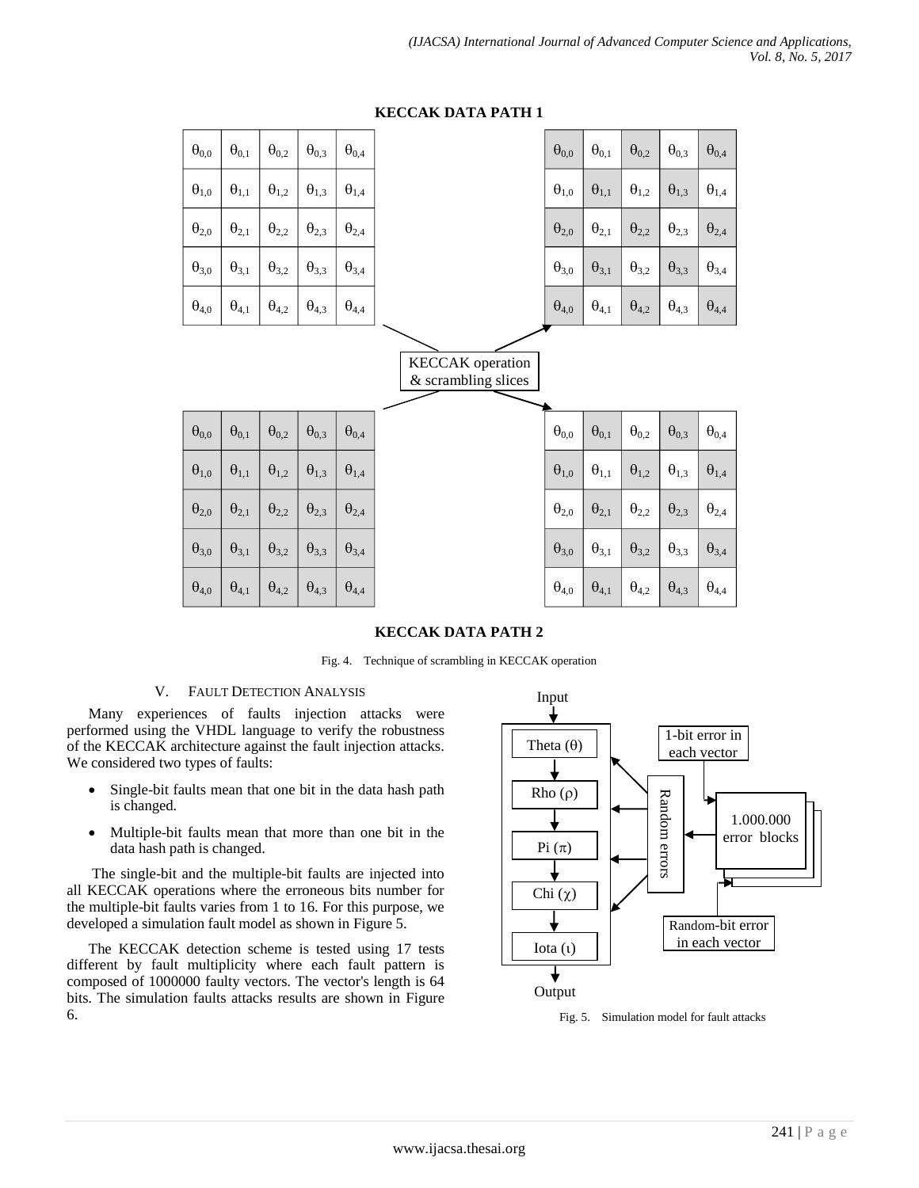**KECCAK DATA PATH 1**

**KECCAK DATA PATH 2**

Fig. 4. Technique of scrambling in KECCAK operation

## V. Fault Detection Analysis

Many experiences of faults injection attacks were performed using the VHDL language to verify the robustness of the KECCAK architecture against the fault injection attacks. We considered two types of faults:

- Single-bit faults mean that one bit in the data hash path is changed.
- Multiple-bit faults mean that more than one bit in the data hash path is changed.

The single-bit and the multiple-bit faults are injected into all KECCAK operations where the erroneous bits number for the multiple-bit faults varies from 1 to 16. For this purpose, we developed a simulation fault model as shown in Figure 5.

The KECCAK detection scheme is tested using 17 tests different by fault multiplicity where each fault pattern is composed of 1000000 faulty vectors. The vector's length is 64 bits. The simulation faults attacks results are shown in Figure 6.

Fig. 5. Simulation model for fault attacks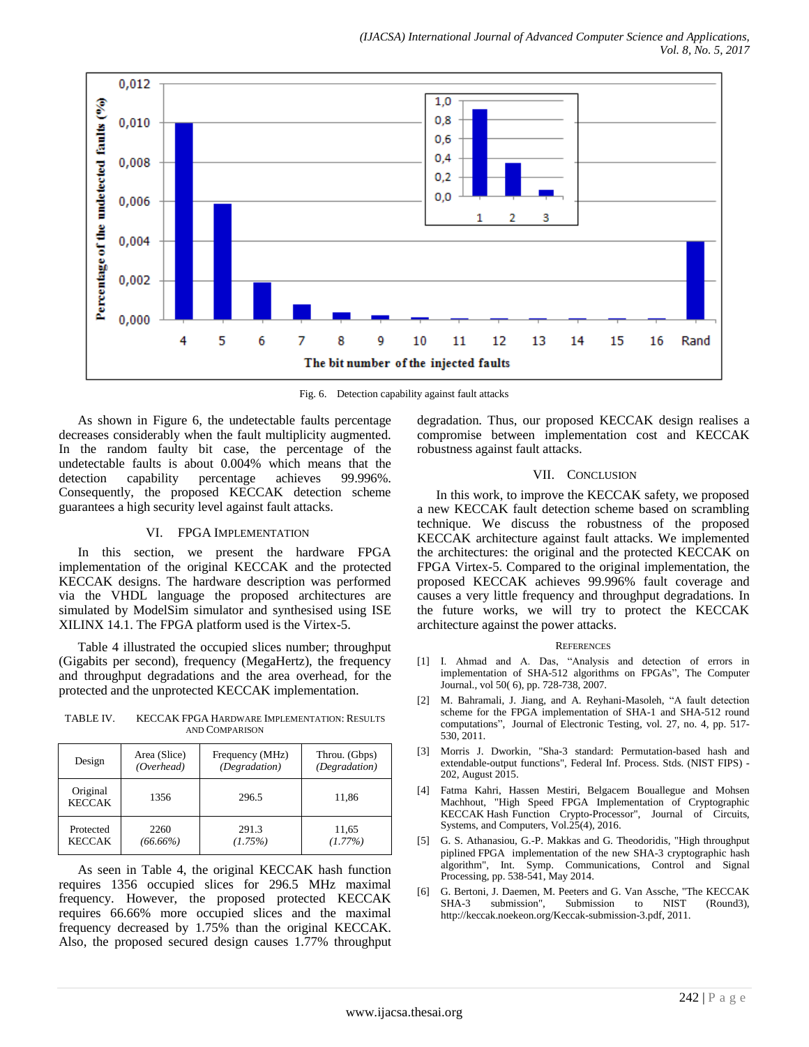Fig. 6. Detection capability against fault attacks

As shown in Figure 6, the undetectable faults percentage decreases considerably when the fault multiplicity augmented. In the random faulty bit case, the percentage of the undetectable faults is about 0.004% which means that the detection capability percentage achieves 99.996%. Consequently, the proposed KECCAK detection scheme guarantees a high security level against fault attacks.

## VI. FPGA Implementation

In this section, we present the hardware FPGA implementation of the original KECCAK and the protected KECCAK designs. The hardware description was performed via the VHDL language the proposed architectures are simulated by ModelSim simulator and synthesised using ISE XILINX 14.1. The FPGA platform used is the Virtex-5.

Table 4 illustrated the occupied slices number; throughput (Gigabits per second), frequency (MegaHertz), the frequency and throughput degradations and the area overhead, for the protected and the unprotected KECCAK implementation.

TABLE IV. KECCAK FPGA Hardware Implementation: Results and Comparison

| Design | Area (Slice) *(Overhead)* | Frequency (MHz) *(Degradation)* | Throu. (Gbps) *(Degradation)* |
|---|---|---|---|
| Original KECCAK | 1356 | 296.5 | 11,86 |
| Protected KECCAK | 2260 *(66.66%)* | 291.3 *(1.75%)* | 11,65 *(1.77%)* |

As seen in Table 4, the original KECCAK hash function requires 1356 occupied slices for 296.5 MHz maximal frequency. However, the proposed protected KECCAK requires 66.66% more occupied slices and the maximal frequency decreased by 1.75% than the original KECCAK. Also, the proposed secured design causes 1.77% throughput degradation. Thus, our proposed KECCAK design realises a compromise between implementation cost and KECCAK robustness against fault attacks.

## VII. Conclusion

In this work, to improve the KECCAK safety, we proposed a new KECCAK fault detection scheme based on scrambling technique. We discuss the robustness of the proposed KECCAK architecture against fault attacks. We implemented the architectures: the original and the protected KECCAK on FPGA Virtex-5. Compared to the original implementation, the proposed KECCAK achieves 99.996% fault coverage and causes a very little frequency and throughput degradations. In the future works, we will try to protect the KECCAK architecture against the power attacks.

## References

[1] I. Ahmad and A. Das, "Analysis and detection of errors in implementation of SHA-512 algorithms on FPGAs", The Computer Journal., vol 50( 6), pp. 728-738, 2007.

[2] M. Bahramali, J. Jiang, and A. Reyhani-Masoleh, "A fault detection scheme for the FPGA implementation of SHA-1 and SHA-512 round computations", Journal of Electronic Testing, vol. 27, no. 4, pp. 517-530, 2011.

[3] Morris J. Dworkin, "Sha-3 standard: Permutation-based hash and extendable-output functions", Federal Inf. Process. Stds. (NIST FIPS) - 202, August 2015.

[4] Fatma Kahri, Hassen Mestiri, Belgacem Bouallegue and Mohsen Machhout, "High Speed FPGA Implementation of Cryptographic KECCAK Hash Function Crypto-Processor", Journal of Circuits, Systems, and Computers, Vol.25(4), 2016.

[5] G. S. Athanasiou, G.-P. Makkas and G. Theodoridis, "High throughput piplined FPGA implementation of the new SHA-3 cryptographic hash algorithm", Int. Symp. Communications, Control and Signal Processing, pp. 538-541, May 2014.

[6] G. Bertoni, J. Daemen, M. Peeters and G. Van Assche, "The KECCAK SHA-3 submission", Submission to NIST (Round3), http://keccak.noekeon.org/Keccak-submission-3.pdf, 2011.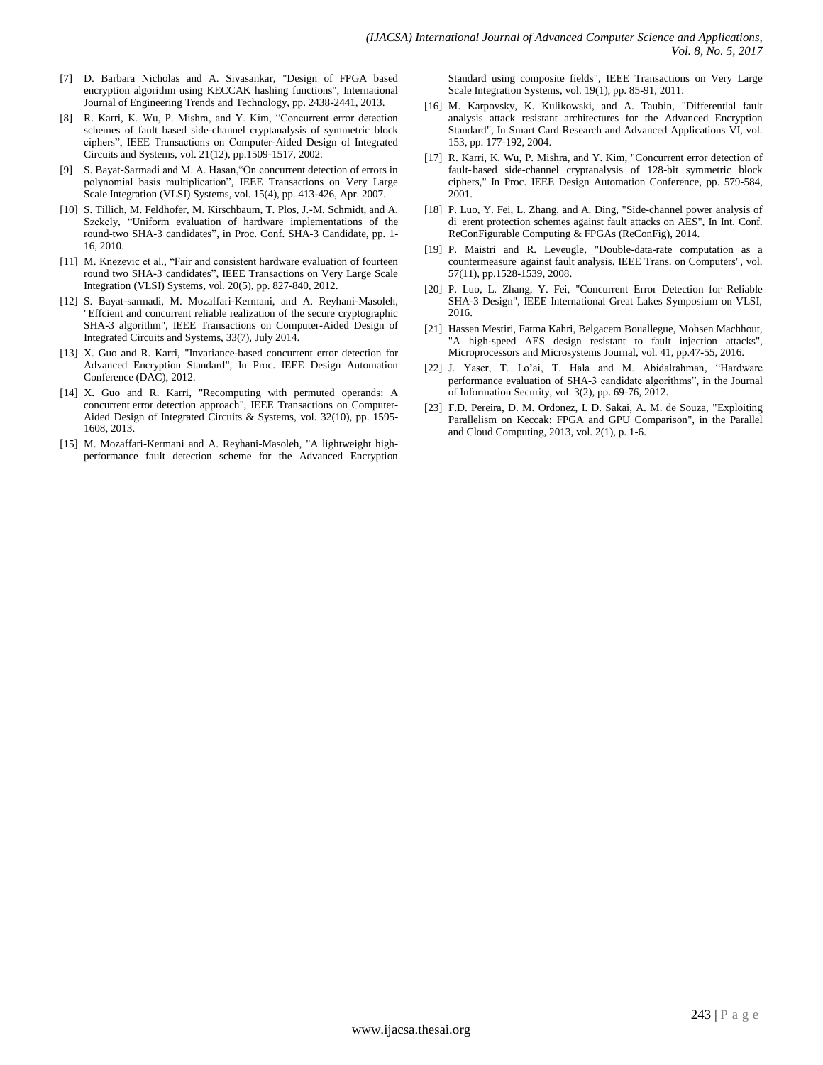[7] D. Barbara Nicholas and A. Sivasankar, "Design of FPGA based encryption algorithm using KECCAK hashing functions", International Journal of Engineering Trends and Technology, pp. 2438-2441, 2013.

[8] R. Karri, K. Wu, P. Mishra, and Y. Kim, "Concurrent error detection schemes of fault based side-channel cryptanalysis of symmetric block ciphers", IEEE Transactions on Computer-Aided Design of Integrated Circuits and Systems, vol. 21(12), pp.1509-1517, 2002.

[9] S. Bayat-Sarmadi and M. A. Hasan,"On concurrent detection of errors in polynomial basis multiplication", IEEE Transactions on Very Large Scale Integration (VLSI) Systems, vol. 15(4), pp. 413-426, Apr. 2007.

[10] S. Tillich, M. Feldhofer, M. Kirschbaum, T. Plos, J.-M. Schmidt, and A. Szekely, "Uniform evaluation of hardware implementations of the round-two SHA-3 candidates", in Proc. Conf. SHA-3 Candidate, pp. 1-16, 2010.

[11] M. Knezevic et al., "Fair and consistent hardware evaluation of fourteen round two SHA-3 candidates", IEEE Transactions on Very Large Scale Integration (VLSI) Systems, vol. 20(5), pp. 827-840, 2012.

[12] S. Bayat-sarmadi, M. Mozaffari-Kermani, and A. Reyhani-Masoleh, "Effcient and concurrent reliable realization of the secure cryptographic SHA-3 algorithm", IEEE Transactions on Computer-Aided Design of Integrated Circuits and Systems, 33(7), July 2014.

[13] X. Guo and R. Karri, "Invariance-based concurrent error detection for Advanced Encryption Standard", In Proc. IEEE Design Automation Conference (DAC), 2012.

[14] X. Guo and R. Karri, "Recomputing with permuted operands: A concurrent error detection approach", IEEE Transactions on Computer-Aided Design of Integrated Circuits & Systems, vol. 32(10), pp. 1595-1608, 2013.

[15] M. Mozaffari-Kermani and A. Reyhani-Masoleh, "A lightweight high-performance fault detection scheme for the Advanced Encryption Standard using composite fields", IEEE Transactions on Very Large Scale Integration Systems, vol. 19(1), pp. 85-91, 2011.

[16] M. Karpovsky, K. Kulikowski, and A. Taubin, "Differential fault analysis attack resistant architectures for the Advanced Encryption Standard", In Smart Card Research and Advanced Applications VI, vol. 153, pp. 177-192, 2004.

[17] R. Karri, K. Wu, P. Mishra, and Y. Kim, "Concurrent error detection of fault-based side-channel cryptanalysis of 128-bit symmetric block ciphers," In Proc. IEEE Design Automation Conference, pp. 579-584, 2001.

[18] P. Luo, Y. Fei, L. Zhang, and A. Ding, "Side-channel power analysis of di_erent protection schemes against fault attacks on AES", In Int. Conf. ReConFigurable Computing & FPGAs (ReConFig), 2014.

[19] P. Maistri and R. Leveugle, "Double-data-rate computation as a countermeasure against fault analysis. IEEE Trans. on Computers", vol. 57(11), pp.1528-1539, 2008.

[20] P. Luo, L. Zhang, Y. Fei, "Concurrent Error Detection for Reliable SHA-3 Design", IEEE International Great Lakes Symposium on VLSI, 2016.

[21] Hassen Mestiri, Fatma Kahri, Belgacem Bouallegue, Mohsen Machhout, "A high-speed AES design resistant to fault injection attacks", Microprocessors and Microsystems Journal, vol. 41, pp.47-55, 2016.

[22] J. Yaser, T. Lo'ai, T. Hala and M. Abidalrahman, "Hardware performance evaluation of SHA-3 candidate algorithms", in the Journal of Information Security, vol. 3(2), pp. 69-76, 2012.

[23] F.D. Pereira, D. M. Ordonez, I. D. Sakai, A. M. de Souza, "Exploiting Parallelism on Keccak: FPGA and GPU Comparison", in the Parallel and Cloud Computing, 2013, vol. 2(1), p. 1-6.